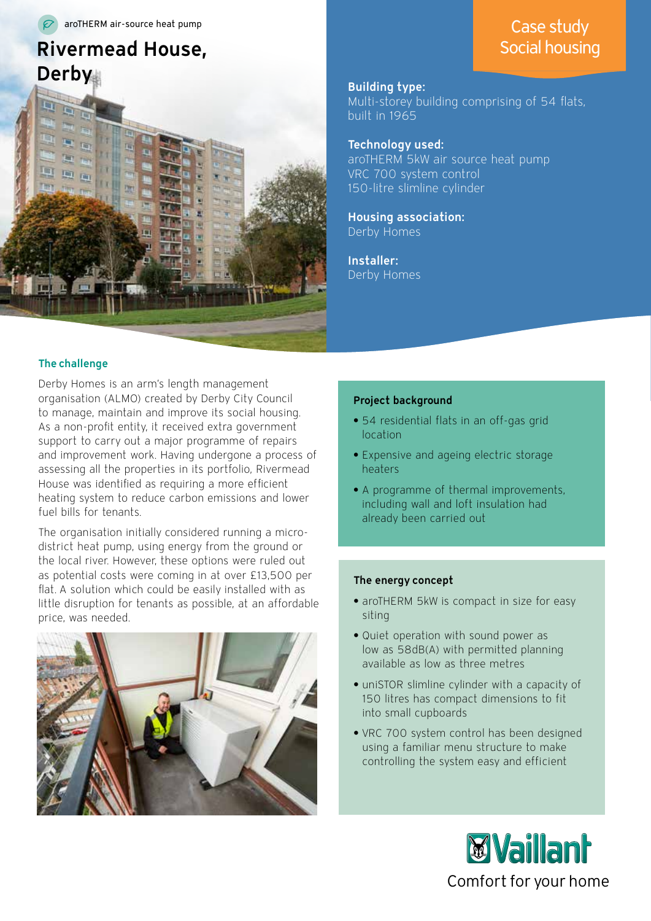aroTHERM air-source heat pump

# Rivermead House, Derby

Case study
Social housing

**Building type:**
Multi-storey building comprising of 54 flats, built in 1965

**Technology used:**
aroTHERM 5kW air source heat pump
VRC 700 system control
150-litre slimline cylinder

**Housing association:**
Derby Homes

**Installer:**
Derby Homes

## The challenge

Derby Homes is an arm's length management organisation (ALMO) created by Derby City Council to manage, maintain and improve its social housing. As a non-profit entity, it received extra government support to carry out a major programme of repairs and improvement work. Having undergone a process of assessing all the properties in its portfolio, Rivermead House was identified as requiring a more efficient heating system to reduce carbon emissions and lower fuel bills for tenants.

The organisation initially considered running a micro-district heat pump, using energy from the ground or the local river. However, these options were ruled out as potential costs were coming in at over £13,500 per flat. A solution which could be easily installed with as little disruption for tenants as possible, at an affordable price, was needed.

### Project background

- 54 residential flats in an off-gas grid location
- Expensive and ageing electric storage heaters
- A programme of thermal improvements, including wall and loft insulation had already been carried out

### The energy concept

- aroTHERM 5kW is compact in size for easy siting
- Quiet operation with sound power as low as 58dB(A) with permitted planning available as low as three metres
- uniSTOR slimline cylinder with a capacity of 150 litres has compact dimensions to fit into small cupboards
- VRC 700 system control has been designed using a familiar menu structure to make controlling the system easy and efficient

Vaillant
Comfort for your home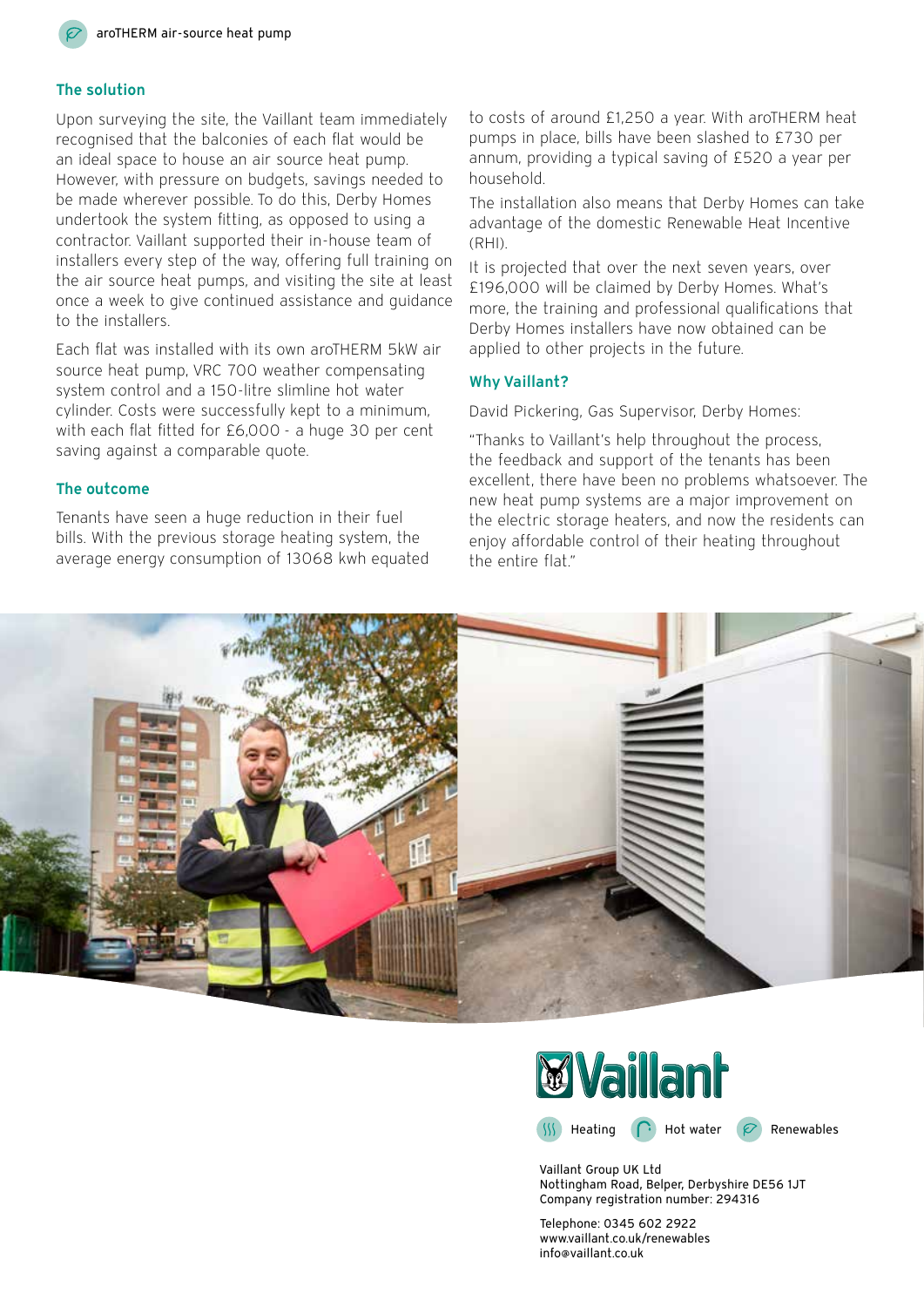## The solution

Upon surveying the site, the Vaillant team immediately recognised that the balconies of each flat would be an ideal space to house an air source heat pump. However, with pressure on budgets, savings needed to be made wherever possible. To do this, Derby Homes undertook the system fitting, as opposed to using a contractor. Vaillant supported their in-house team of installers every step of the way, offering full training on the air source heat pumps, and visiting the site at least once a week to give continued assistance and guidance to the installers.

Each flat was installed with its own aroTHERM 5kW air source heat pump, VRC 700 weather compensating system control and a 150-litre slimline hot water cylinder. Costs were successfully kept to a minimum, with each flat fitted for £6,000 - a huge 30 per cent saving against a comparable quote.

## The outcome

Tenants have seen a huge reduction in their fuel bills. With the previous storage heating system, the average energy consumption of 13068 kwh equated to costs of around £1,250 a year. With aroTHERM heat pumps in place, bills have been slashed to £730 per annum, providing a typical saving of £520 a year per household.

The installation also means that Derby Homes can take advantage of the domestic Renewable Heat Incentive (RHI).

It is projected that over the next seven years, over £196,000 will be claimed by Derby Homes. What's more, the training and professional qualifications that Derby Homes installers have now obtained can be applied to other projects in the future.

## Why Vaillant?

David Pickering, Gas Supervisor, Derby Homes:

"Thanks to Vaillant's help throughout the process, the feedback and support of the tenants has been excellent, there have been no problems whatsoever. The new heat pump systems are a major improvement on the electric storage heaters, and now the residents can enjoy affordable control of their heating throughout the entire flat."

Vaillant

Heating Hot water Renewables

Vaillant Group UK Ltd
Nottingham Road, Belper, Derbyshire DE56 1JT
Company registration number: 294316

Telephone: 0345 602 2922
www.vaillant.co.uk/renewables
info@vaillant.co.uk